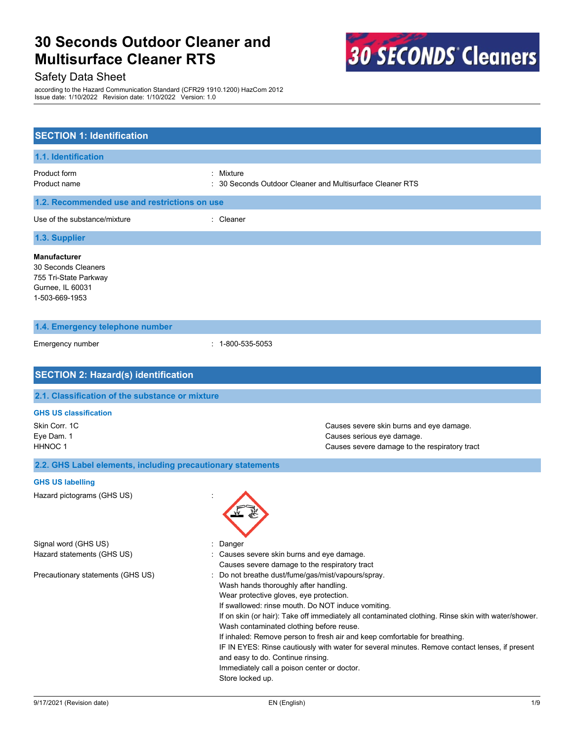# 30 Seconds Outdoor Cleaner and Multisurface Cleaner RTS

Safety Data Sheet

according to the Hazard Communication Standard (CFR29 1910.1200) HazCom 2012
Issue date: 1/10/2022 Revision date: 1/10/2022 Version: 1.0

## SECTION 1: Identification

### 1.1. Identification

| | |
|---|---|
| Product form | : Mixture |
| Product name | : 30 Seconds Outdoor Cleaner and Multisurface Cleaner RTS |

### 1.2. Recommended use and restrictions on use

| | |
|---|---|
| Use of the substance/mixture | : Cleaner |

### 1.3. Supplier

**Manufacturer**
30 Seconds Cleaners
755 Tri-State Parkway
Gurnee, IL 60031
1-503-669-1953

### 1.4. Emergency telephone number

| | |
|---|---|
| Emergency number | : 1-800-535-5053 |

## SECTION 2: Hazard(s) identification

### 2.1. Classification of the substance or mixture

**GHS US classification**

| | |
|---|---|
| Skin Corr. 1C | Causes severe skin burns and eye damage. |
| Eye Dam. 1 | Causes serious eye damage. |
| HHNOC 1 | Causes severe damage to the respiratory tract |

### 2.2. GHS Label elements, including precautionary statements

**GHS US labelling**

Hazard pictograms (GHS US) :

Signal word (GHS US) : Danger

Hazard statements (GHS US) : Causes severe skin burns and eye damage.
Causes severe damage to the respiratory tract

Precautionary statements (GHS US) : Do not breathe dust/fume/gas/mist/vapours/spray.
Wash hands thoroughly after handling.
Wear protective gloves, eye protection.
If swallowed: rinse mouth. Do NOT induce vomiting.
If on skin (or hair): Take off immediately all contaminated clothing. Rinse skin with water/shower.
Wash contaminated clothing before reuse.
If inhaled: Remove person to fresh air and keep comfortable for breathing.
IF IN EYES: Rinse cautiously with water for several minutes. Remove contact lenses, if present and easy to do. Continue rinsing.
Immediately call a poison center or doctor.
Store locked up.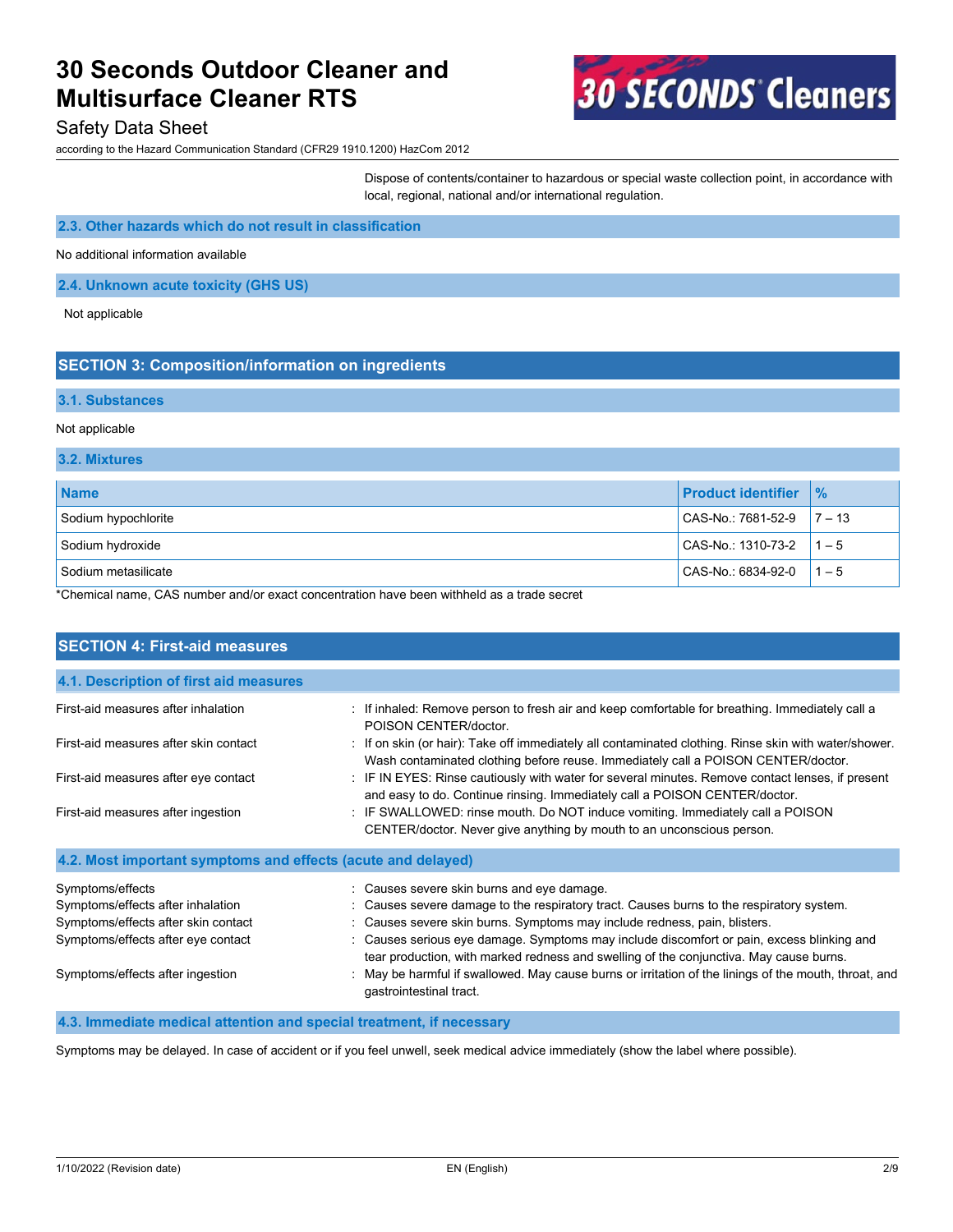Dispose of contents/container to hazardous or special waste collection point, in accordance with local, regional, national and/or international regulation.

### 2.3. Other hazards which do not result in classification

No additional information available

### 2.4. Unknown acute toxicity (GHS US)

Not applicable

## SECTION 3: Composition/information on ingredients

### 3.1. Substances

Not applicable

### 3.2. Mixtures

| Name | Product identifier | % |
|---|---|---|
| Sodium hypochlorite | CAS-No.: 7681-52-9 | 7 – 13 |
| Sodium hydroxide | CAS-No.: 1310-73-2 | 1 – 5 |
| Sodium metasilicate | CAS-No.: 6834-92-0 | 1 – 5 |

*Chemical name, CAS number and/or exact concentration have been withheld as a trade secret

## SECTION 4: First-aid measures

### 4.1. Description of first aid measures

First-aid measures after inhalation : If inhaled: Remove person to fresh air and keep comfortable for breathing. Immediately call a POISON CENTER/doctor.

First-aid measures after skin contact : If on skin (or hair): Take off immediately all contaminated clothing. Rinse skin with water/shower. Wash contaminated clothing before reuse. Immediately call a POISON CENTER/doctor.

First-aid measures after eye contact : IF IN EYES: Rinse cautiously with water for several minutes. Remove contact lenses, if present and easy to do. Continue rinsing. Immediately call a POISON CENTER/doctor.

First-aid measures after ingestion : IF SWALLOWED: rinse mouth. Do NOT induce vomiting. Immediately call a POISON CENTER/doctor. Never give anything by mouth to an unconscious person.

### 4.2. Most important symptoms and effects (acute and delayed)

Symptoms/effects : Causes severe skin burns and eye damage.

Symptoms/effects after inhalation : Causes severe damage to the respiratory tract. Causes burns to the respiratory system.

Symptoms/effects after skin contact : Causes severe skin burns. Symptoms may include redness, pain, blisters.

Symptoms/effects after eye contact : Causes serious eye damage. Symptoms may include discomfort or pain, excess blinking and tear production, with marked redness and swelling of the conjunctiva. May cause burns.

Symptoms/effects after ingestion : May be harmful if swallowed. May cause burns or irritation of the linings of the mouth, throat, and gastrointestinal tract.

### 4.3. Immediate medical attention and special treatment, if necessary

Symptoms may be delayed. In case of accident or if you feel unwell, seek medical advice immediately (show the label where possible).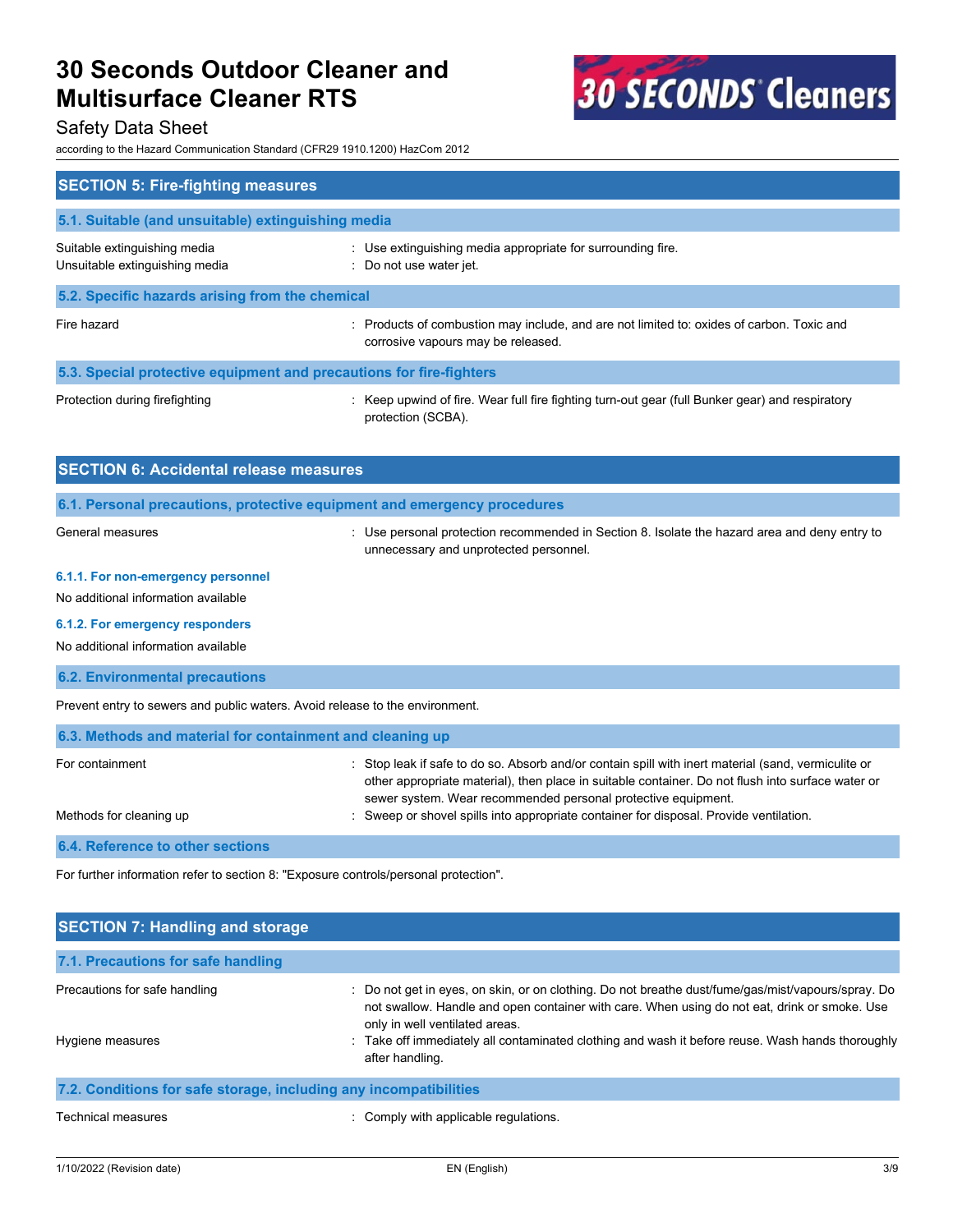## SECTION 5: Fire-fighting measures

### 5.1. Suitable (and unsuitable) extinguishing media

| | |
|---|---|
| Suitable extinguishing media | : Use extinguishing media appropriate for surrounding fire. |
| Unsuitable extinguishing media | : Do not use water jet. |

### 5.2. Specific hazards arising from the chemical

| | |
|---|---|
| Fire hazard | : Products of combustion may include, and are not limited to: oxides of carbon. Toxic and corrosive vapours may be released. |

### 5.3. Special protective equipment and precautions for fire-fighters

| | |
|---|---|
| Protection during firefighting | : Keep upwind of fire. Wear full fire fighting turn-out gear (full Bunker gear) and respiratory protection (SCBA). |

## SECTION 6: Accidental release measures

### 6.1. Personal precautions, protective equipment and emergency procedures

| | |
|---|---|
| General measures | : Use personal protection recommended in Section 8. Isolate the hazard area and deny entry to unnecessary and unprotected personnel. |

#### 6.1.1. For non-emergency personnel

No additional information available

#### 6.1.2. For emergency responders

No additional information available

### 6.2. Environmental precautions

Prevent entry to sewers and public waters. Avoid release to the environment.

### 6.3. Methods and material for containment and cleaning up

| | |
|---|---|
| For containment | : Stop leak if safe to do so. Absorb and/or contain spill with inert material (sand, vermiculite or other appropriate material), then place in suitable container. Do not flush into surface water or sewer system. Wear recommended personal protective equipment. |
| Methods for cleaning up | : Sweep or shovel spills into appropriate container for disposal. Provide ventilation. |

### 6.4. Reference to other sections

For further information refer to section 8: "Exposure controls/personal protection".

## SECTION 7: Handling and storage

### 7.1. Precautions for safe handling

| | |
|---|---|
| Precautions for safe handling | : Do not get in eyes, on skin, or on clothing. Do not breathe dust/fume/gas/mist/vapours/spray. Do not swallow. Handle and open container with care. When using do not eat, drink or smoke. Use only in well ventilated areas. |
| Hygiene measures | : Take off immediately all contaminated clothing and wash it before reuse. Wash hands thoroughly after handling. |

### 7.2. Conditions for safe storage, including any incompatibilities

| | |
|---|---|
| Technical measures | : Comply with applicable regulations. |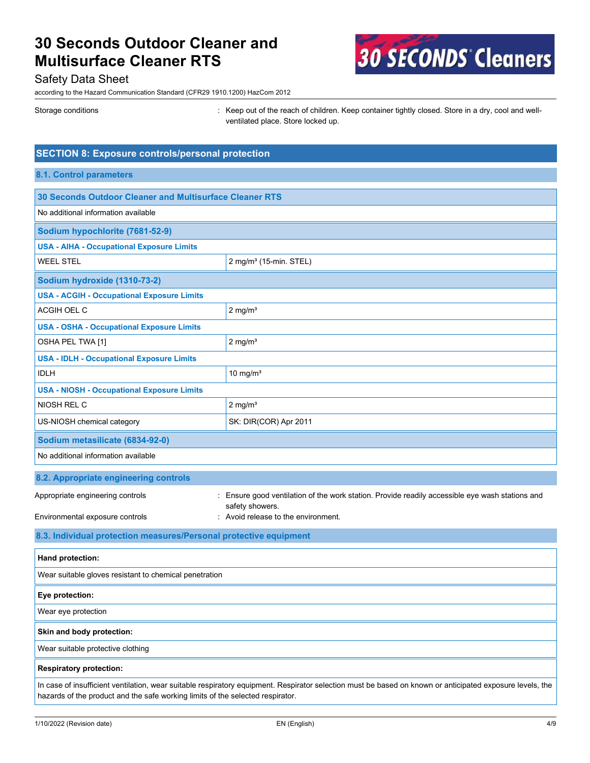Storage conditions : Keep out of the reach of children. Keep container tightly closed. Store in a dry, cool and well-ventilated place. Store locked up.

## SECTION 8: Exposure controls/personal protection

### 8.1. Control parameters

| 30 Seconds Outdoor Cleaner and Multisurface Cleaner RTS | |
|---|---|
| No additional information available | |

| Sodium hypochlorite (7681-52-9) | |
|---|---|
| **USA - AIHA - Occupational Exposure Limits** | |
| WEEL STEL | 2 mg/m³ (15-min. STEL) |

| Sodium hydroxide (1310-73-2) | |
|---|---|
| **USA - ACGIH - Occupational Exposure Limits** | |
| ACGIH OEL C | 2 mg/m³ |
| **USA - OSHA - Occupational Exposure Limits** | |
| OSHA PEL TWA [1] | 2 mg/m³ |
| **USA - IDLH - Occupational Exposure Limits** | |
| IDLH | 10 mg/m³ |
| **USA - NIOSH - Occupational Exposure Limits** | |
| NIOSH REL C | 2 mg/m³ |
| US-NIOSH chemical category | SK: DIR(COR) Apr 2011 |

| Sodium metasilicate (6834-92-0) | |
|---|---|
| No additional information available | |

### 8.2. Appropriate engineering controls

Appropriate engineering controls : Ensure good ventilation of the work station. Provide readily accessible eye wash stations and safety showers.

Environmental exposure controls : Avoid release to the environment.

### 8.3. Individual protection measures/Personal protective equipment

**Hand protection:**

Wear suitable gloves resistant to chemical penetration

**Eye protection:**

Wear eye protection

**Skin and body protection:**

Wear suitable protective clothing

**Respiratory protection:**

In case of insufficient ventilation, wear suitable respiratory equipment. Respirator selection must be based on known or anticipated exposure levels, the hazards of the product and the safe working limits of the selected respirator.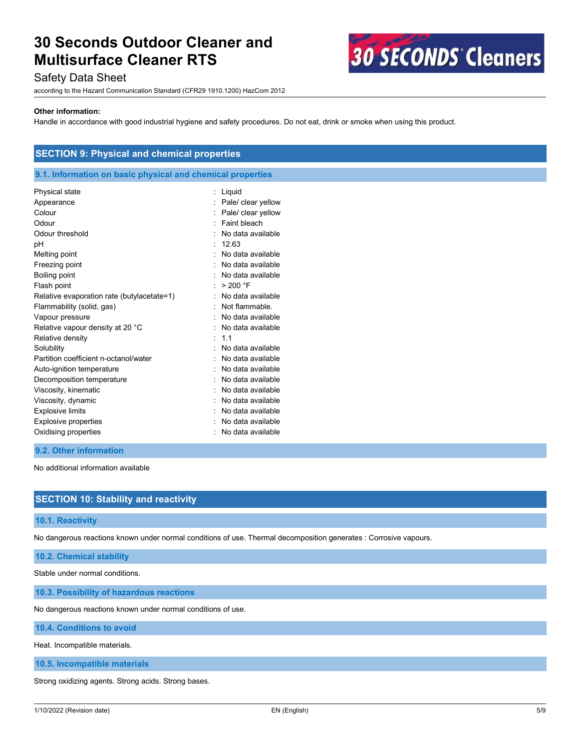**Other information:**

Handle in accordance with good industrial hygiene and safety procedures. Do not eat, drink or smoke when using this product.

## SECTION 9: Physical and chemical properties

### 9.1. Information on basic physical and chemical properties

| | |
|---|---|
| Physical state | : Liquid |
| Appearance | : Pale/ clear yellow |
| Colour | : Pale/ clear yellow |
| Odour | : Faint bleach |
| Odour threshold | : No data available |
| pH | : 12.63 |
| Melting point | : No data available |
| Freezing point | : No data available |
| Boiling point | : No data available |
| Flash point | : > 200 °F |
| Relative evaporation rate (butylacetate=1) | : No data available |
| Flammability (solid, gas) | : Not flammable. |
| Vapour pressure | : No data available |
| Relative vapour density at 20 °C | : No data available |
| Relative density | : 1.1 |
| Solubility | : No data available |
| Partition coefficient n-octanol/water | : No data available |
| Auto-ignition temperature | : No data available |
| Decomposition temperature | : No data available |
| Viscosity, kinematic | : No data available |
| Viscosity, dynamic | : No data available |
| Explosive limits | : No data available |
| Explosive properties | : No data available |
| Oxidising properties | : No data available |

### 9.2. Other information

No additional information available

## SECTION 10: Stability and reactivity

### 10.1. Reactivity

No dangerous reactions known under normal conditions of use. Thermal decomposition generates : Corrosive vapours.

### 10.2. Chemical stability

Stable under normal conditions.

### 10.3. Possibility of hazardous reactions

No dangerous reactions known under normal conditions of use.

### 10.4. Conditions to avoid

Heat. Incompatible materials.

### 10.5. Incompatible materials

Strong oxidizing agents. Strong acids. Strong bases.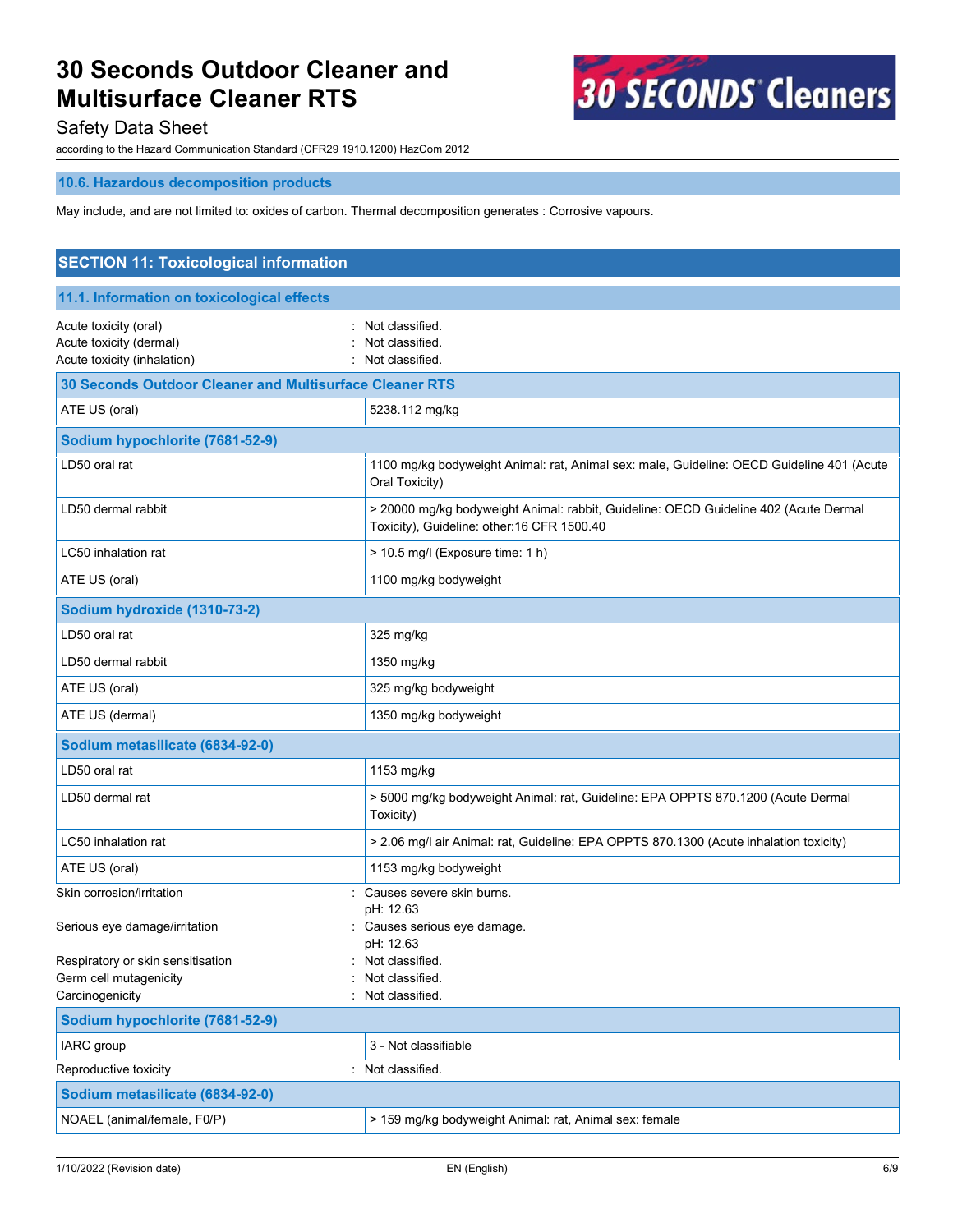### 10.6. Hazardous decomposition products

May include, and are not limited to: oxides of carbon. Thermal decomposition generates : Corrosive vapours.

## SECTION 11: Toxicological information

### 11.1. Information on toxicological effects

Acute toxicity (oral) : Not classified.
Acute toxicity (dermal) : Not classified.
Acute toxicity (inhalation) : Not classified.

| 30 Seconds Outdoor Cleaner and Multisurface Cleaner RTS | |
|---|---|
| ATE US (oral) | 5238.112 mg/kg |

| Sodium hypochlorite (7681-52-9) | |
|---|---|
| LD50 oral rat | 1100 mg/kg bodyweight Animal: rat, Animal sex: male, Guideline: OECD Guideline 401 (Acute Oral Toxicity) |
| LD50 dermal rabbit | > 20000 mg/kg bodyweight Animal: rabbit, Guideline: OECD Guideline 402 (Acute Dermal Toxicity), Guideline: other:16 CFR 1500.40 |
| LC50 inhalation rat | > 10.5 mg/l (Exposure time: 1 h) |
| ATE US (oral) | 1100 mg/kg bodyweight |

| Sodium hydroxide (1310-73-2) | |
|---|---|
| LD50 oral rat | 325 mg/kg |
| LD50 dermal rabbit | 1350 mg/kg |
| ATE US (oral) | 325 mg/kg bodyweight |
| ATE US (dermal) | 1350 mg/kg bodyweight |

| Sodium metasilicate (6834-92-0) | |
|---|---|
| LD50 oral rat | 1153 mg/kg |
| LD50 dermal rat | > 5000 mg/kg bodyweight Animal: rat, Guideline: EPA OPPTS 870.1200 (Acute Dermal Toxicity) |
| LC50 inhalation rat | > 2.06 mg/l air Animal: rat, Guideline: EPA OPPTS 870.1300 (Acute inhalation toxicity) |
| ATE US (oral) | 1153 mg/kg bodyweight |

Skin corrosion/irritation : Causes severe skin burns.
pH: 12.63
Serious eye damage/irritation : Causes serious eye damage.
pH: 12.63
Respiratory or skin sensitisation : Not classified.
Germ cell mutagenicity : Not classified.
Carcinogenicity : Not classified.

| Sodium hypochlorite (7681-52-9) | |
|---|---|
| IARC group | 3 - Not classifiable |

Reproductive toxicity : Not classified.

| Sodium metasilicate (6834-92-0) | |
|---|---|
| NOAEL (animal/female, F0/P) | > 159 mg/kg bodyweight Animal: rat, Animal sex: female |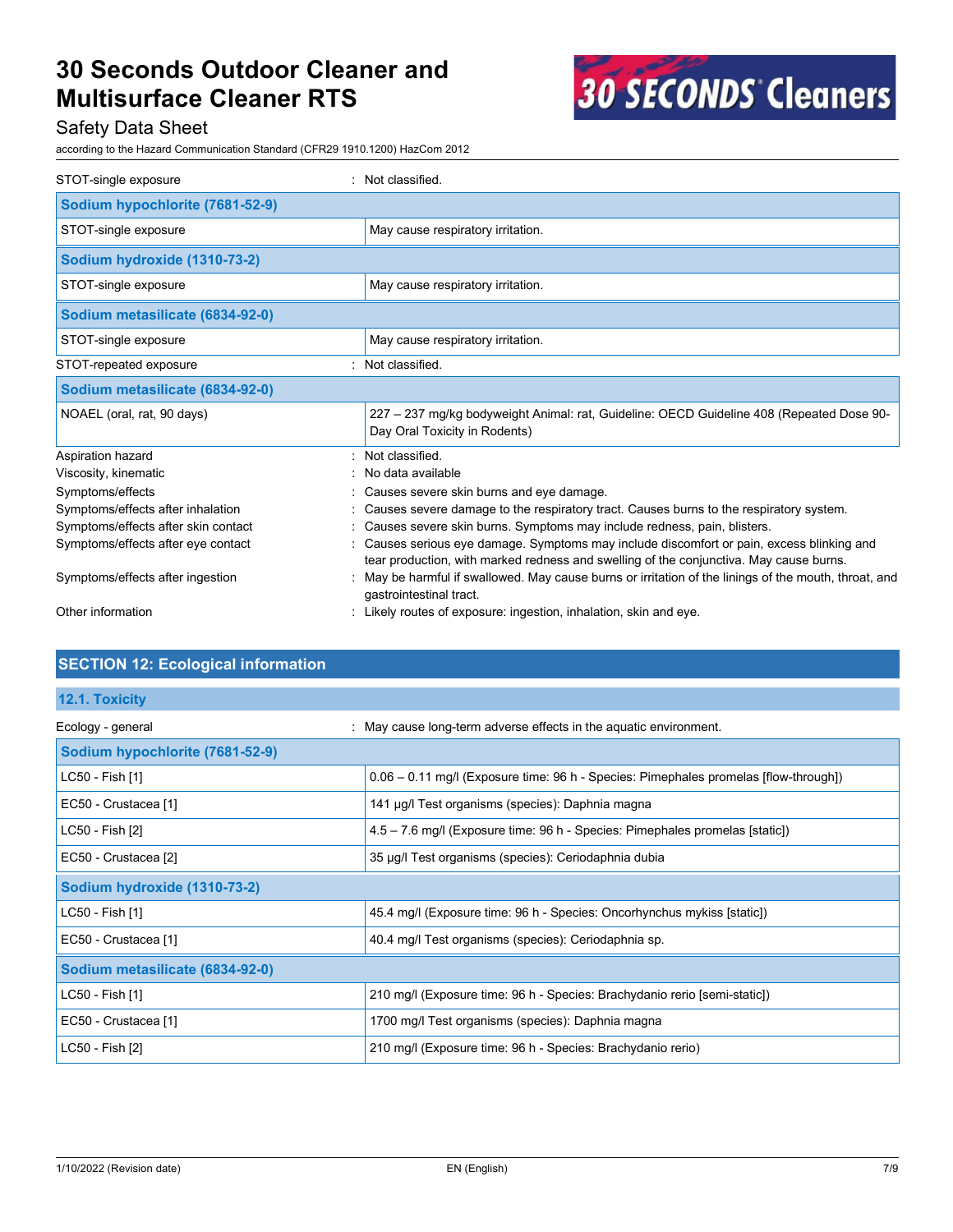STOT-single exposure : Not classified.

| Sodium hypochlorite (7681-52-9) | |
|---|---|
| STOT-single exposure | May cause respiratory irritation. |

| Sodium hydroxide (1310-73-2) | |
|---|---|
| STOT-single exposure | May cause respiratory irritation. |

| Sodium metasilicate (6834-92-0) | |
|---|---|
| STOT-single exposure | May cause respiratory irritation. |

STOT-repeated exposure : Not classified.

| Sodium metasilicate (6834-92-0) | |
|---|---|
| NOAEL (oral, rat, 90 days) | 227 – 237 mg/kg bodyweight Animal: rat, Guideline: OECD Guideline 408 (Repeated Dose 90-Day Oral Toxicity in Rodents) |

| | |
|---|---|
| Aspiration hazard | : Not classified. |
| Viscosity, kinematic | : No data available |
| Symptoms/effects | : Causes severe skin burns and eye damage. |
| Symptoms/effects after inhalation | : Causes severe damage to the respiratory tract. Causes burns to the respiratory system. |
| Symptoms/effects after skin contact | : Causes severe skin burns. Symptoms may include redness, pain, blisters. |
| Symptoms/effects after eye contact | : Causes serious eye damage. Symptoms may include discomfort or pain, excess blinking and tear production, with marked redness and swelling of the conjunctiva. May cause burns. |
| Symptoms/effects after ingestion | : May be harmful if swallowed. May cause burns or irritation of the linings of the mouth, throat, and gastrointestinal tract. |
| Other information | : Likely routes of exposure: ingestion, inhalation, skin and eye. |

## SECTION 12: Ecological information

### 12.1. Toxicity

Ecology - general : May cause long-term adverse effects in the aquatic environment.

| Sodium hypochlorite (7681-52-9) | |
|---|---|
| LC50 - Fish [1] | 0.06 – 0.11 mg/l (Exposure time: 96 h - Species: Pimephales promelas [flow-through]) |
| EC50 - Crustacea [1] | 141 µg/l Test organisms (species): Daphnia magna |
| LC50 - Fish [2] | 4.5 – 7.6 mg/l (Exposure time: 96 h - Species: Pimephales promelas [static]) |
| EC50 - Crustacea [2] | 35 µg/l Test organisms (species): Ceriodaphnia dubia |

| Sodium hydroxide (1310-73-2) | |
|---|---|
| LC50 - Fish [1] | 45.4 mg/l (Exposure time: 96 h - Species: Oncorhynchus mykiss [static]) |
| EC50 - Crustacea [1] | 40.4 mg/l Test organisms (species): Ceriodaphnia sp. |

| Sodium metasilicate (6834-92-0) | |
|---|---|
| LC50 - Fish [1] | 210 mg/l (Exposure time: 96 h - Species: Brachydanio rerio [semi-static]) |
| EC50 - Crustacea [1] | 1700 mg/l Test organisms (species): Daphnia magna |
| LC50 - Fish [2] | 210 mg/l (Exposure time: 96 h - Species: Brachydanio rerio) |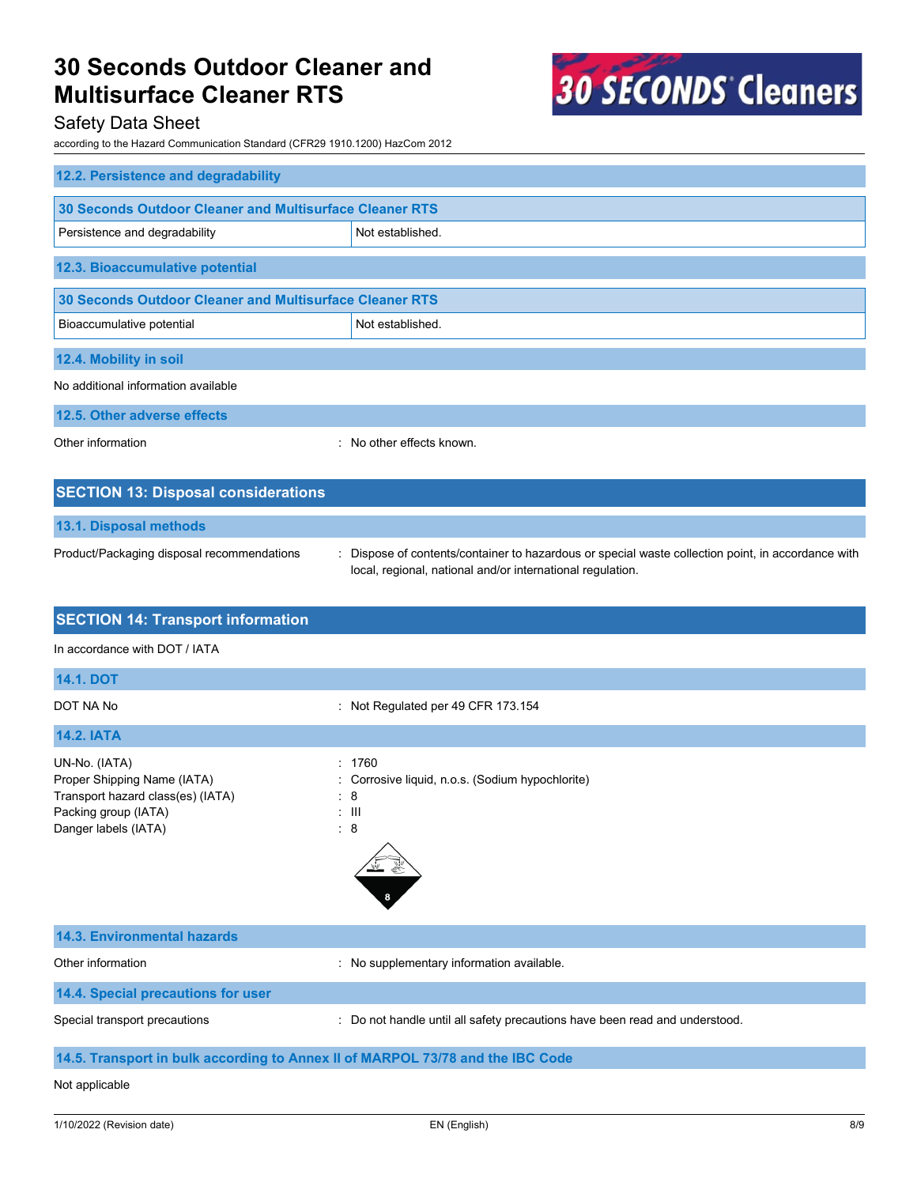### 12.2. Persistence and degradability

| 30 Seconds Outdoor Cleaner and Multisurface Cleaner RTS | |
|---|---|
| Persistence and degradability | Not established. |

### 12.3. Bioaccumulative potential

| 30 Seconds Outdoor Cleaner and Multisurface Cleaner RTS | |
|---|---|
| Bioaccumulative potential | Not established. |

### 12.4. Mobility in soil

No additional information available

### 12.5. Other adverse effects

Other information : No other effects known.

## SECTION 13: Disposal considerations

### 13.1. Disposal methods

Product/Packaging disposal recommendations : Dispose of contents/container to hazardous or special waste collection point, in accordance with local, regional, national and/or international regulation.

## SECTION 14: Transport information

In accordance with DOT / IATA

### 14.1. DOT

DOT NA No : Not Regulated per 49 CFR 173.154

### 14.2. IATA

UN-No. (IATA) : 1760
Proper Shipping Name (IATA) : Corrosive liquid, n.o.s. (Sodium hypochlorite)
Transport hazard class(es) (IATA) : 8
Packing group (IATA) : III
Danger labels (IATA) : 8

### 14.3. Environmental hazards

Other information : No supplementary information available.

### 14.4. Special precautions for user

Special transport precautions : Do not handle until all safety precautions have been read and understood.

### 14.5. Transport in bulk according to Annex II of MARPOL 73/78 and the IBC Code

Not applicable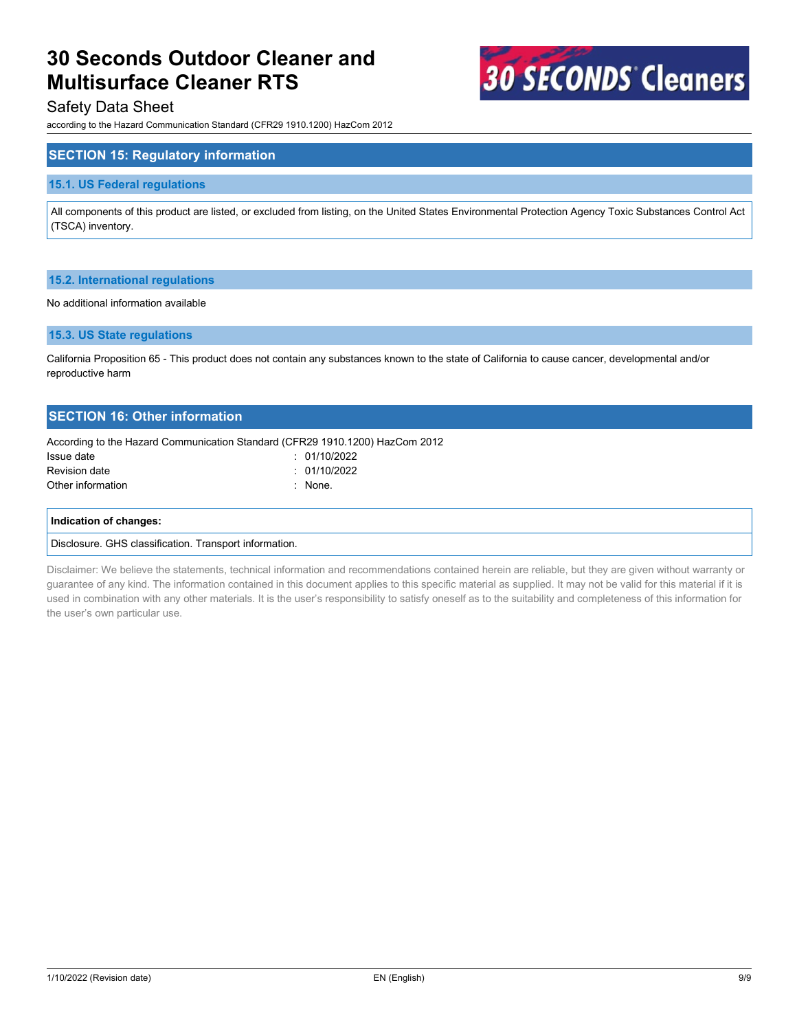## SECTION 15: Regulatory information

### 15.1. US Federal regulations

All components of this product are listed, or excluded from listing, on the United States Environmental Protection Agency Toxic Substances Control Act (TSCA) inventory.

### 15.2. International regulations

No additional information available

### 15.3. US State regulations

California Proposition 65 - This product does not contain any substances known to the state of California to cause cancer, developmental and/or reproductive harm

## SECTION 16: Other information

According to the Hazard Communication Standard (CFR29 1910.1200) HazCom 2012

| | |
|---|---|
| Issue date | : 01/10/2022 |
| Revision date | : 01/10/2022 |
| Other information | : None. |

**Indication of changes:**

Disclosure. GHS classification. Transport information.

Disclaimer: We believe the statements, technical information and recommendations contained herein are reliable, but they are given without warranty or guarantee of any kind. The information contained in this document applies to this specific material as supplied. It may not be valid for this material if it is used in combination with any other materials. It is the user's responsibility to satisfy oneself as to the suitability and completeness of this information for the user's own particular use.